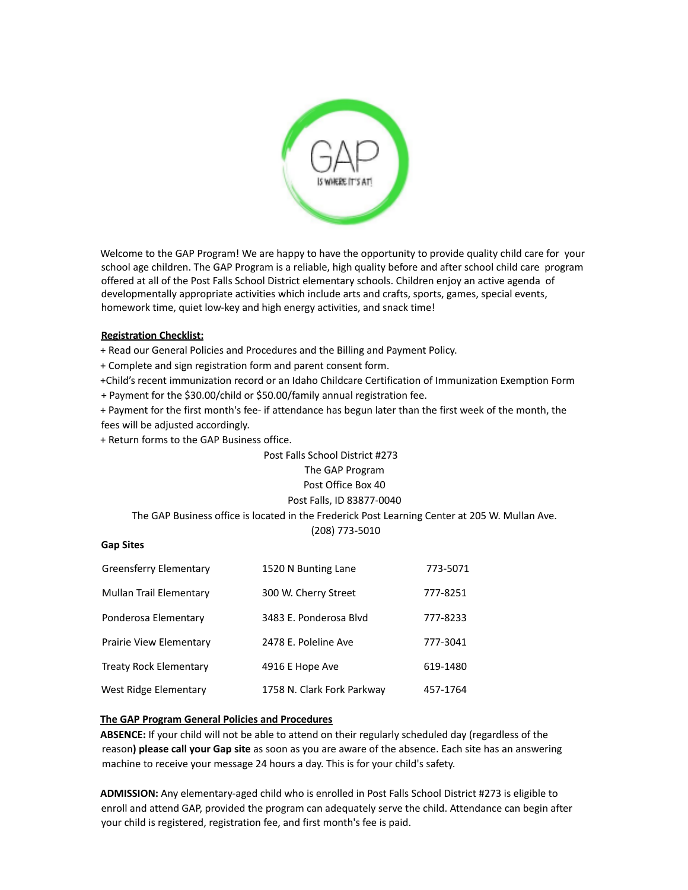Welcome to the GAP Program! We are happy to have the opportunity to provide quality child care for your school age children. The GAP Program is a reliable, high quality before and after school child care program offered at all of the Post Falls School District elementary schools. Children enjoy an active agenda of developmentally appropriate activities which include arts and crafts, sports, games, special events, homework time, quiet low-key and high energy activities, and snack time!

**Registration Checklist:**

+ Read our General Policies and Procedures and the Billing and Payment Policy.
+ Complete and sign registration form and parent consent form.
+Child's recent immunization record or an Idaho Childcare Certification of Immunization Exemption Form
+ Payment for the $30.00/child or $50.00/family annual registration fee.
+ Payment for the first month's fee- if attendance has begun later than the first week of the month, the fees will be adjusted accordingly.
+ Return forms to the GAP Business office.

Post Falls School District #273
The GAP Program
Post Office Box 40
Post Falls, ID 83877-0040

The GAP Business office is located in the Frederick Post Learning Center at 205 W. Mullan Ave.
(208) 773-5010

**Gap Sites**

| | | |
|---|---|---|
| Greensferry Elementary | 1520 N Bunting Lane | 773-5071 |
| Mullan Trail Elementary | 300 W. Cherry Street | 777-8251 |
| Ponderosa Elementary | 3483 E. Ponderosa Blvd | 777-8233 |
| Prairie View Elementary | 2478 E. Poleline Ave | 777-3041 |
| Treaty Rock Elementary | 4916 E Hope Ave | 619-1480 |
| West Ridge Elementary | 1758 N. Clark Fork Parkway | 457-1764 |

**The GAP Program General Policies and Procedures**

**ABSENCE:** If your child will not be able to attend on their regularly scheduled day (regardless of the reason**) please call your Gap site** as soon as you are aware of the absence. Each site has an answering machine to receive your message 24 hours a day. This is for your child's safety.

**ADMISSION:** Any elementary-aged child who is enrolled in Post Falls School District #273 is eligible to enroll and attend GAP, provided the program can adequately serve the child. Attendance can begin after your child is registered, registration fee, and first month's fee is paid.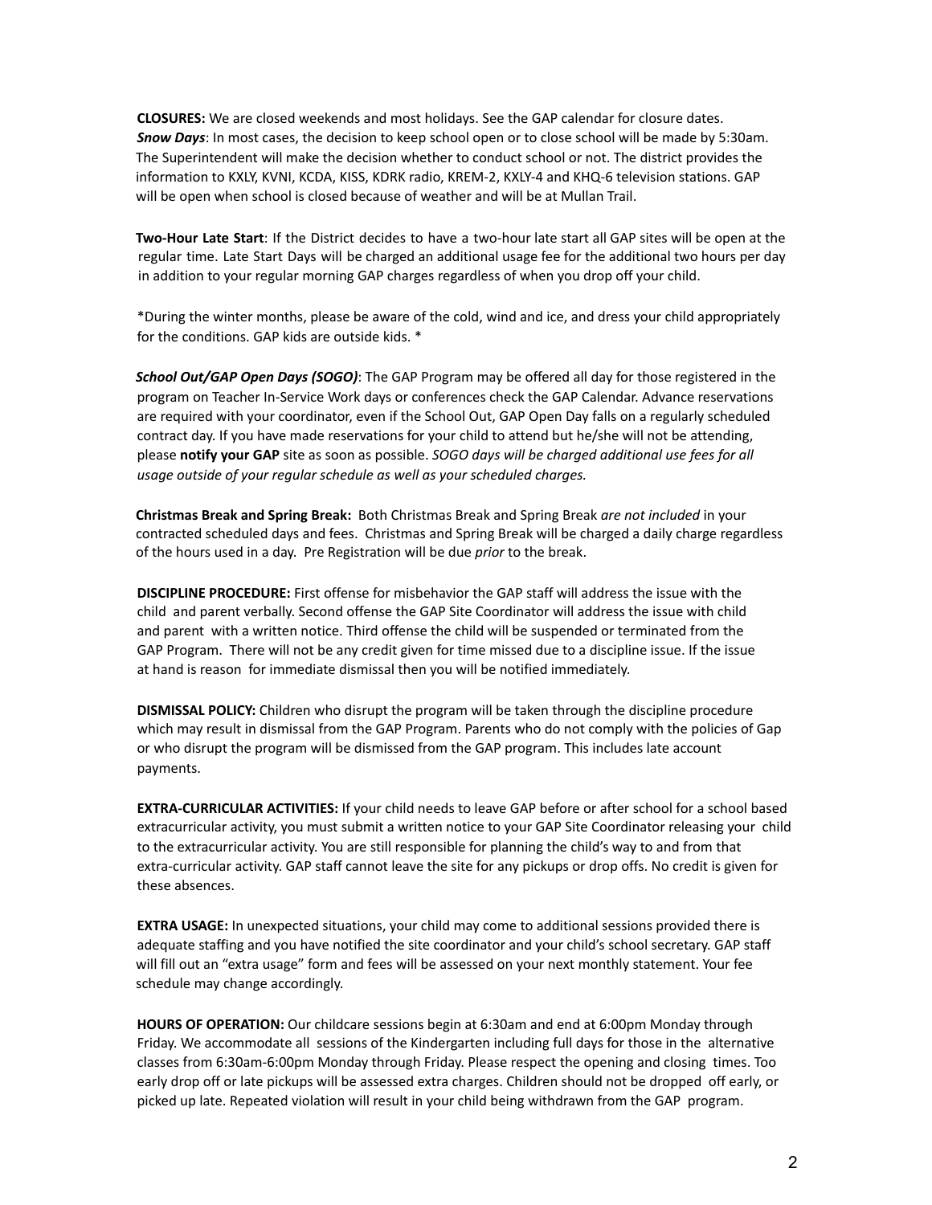**CLOSURES:** We are closed weekends and most holidays. See the GAP calendar for closure dates.
***Snow Days***: In most cases, the decision to keep school open or to close school will be made by 5:30am. The Superintendent will make the decision whether to conduct school or not. The district provides the information to KXLY, KVNI, KCDA, KISS, KDRK radio, KREM-2, KXLY-4 and KHQ-6 television stations. GAP will be open when school is closed because of weather and will be at Mullan Trail.

**Two-Hour Late Start**: If the District decides to have a two-hour late start all GAP sites will be open at the regular time. Late Start Days will be charged an additional usage fee for the additional two hours per day in addition to your regular morning GAP charges regardless of when you drop off your child.

*During the winter months, please be aware of the cold, wind and ice, and dress your child appropriately for the conditions. GAP kids are outside kids. *

***School Out/GAP Open Days (SOGO)***: The GAP Program may be offered all day for those registered in the program on Teacher In-Service Work days or conferences check the GAP Calendar. Advance reservations are required with your coordinator, even if the School Out, GAP Open Day falls on a regularly scheduled contract day. If you have made reservations for your child to attend but he/she will not be attending, please **notify your GAP** site as soon as possible. *SOGO days will be charged additional use fees for all usage outside of your regular schedule as well as your scheduled charges.*

**Christmas Break and Spring Break:** Both Christmas Break and Spring Break *are not included* in your contracted scheduled days and fees. Christmas and Spring Break will be charged a daily charge regardless of the hours used in a day. Pre Registration will be due *prior* to the break.

**DISCIPLINE PROCEDURE:** First offense for misbehavior the GAP staff will address the issue with the child and parent verbally. Second offense the GAP Site Coordinator will address the issue with child and parent with a written notice. Third offense the child will be suspended or terminated from the GAP Program. There will not be any credit given for time missed due to a discipline issue. If the issue at hand is reason for immediate dismissal then you will be notified immediately.

**DISMISSAL POLICY:** Children who disrupt the program will be taken through the discipline procedure which may result in dismissal from the GAP Program. Parents who do not comply with the policies of Gap or who disrupt the program will be dismissed from the GAP program. This includes late account payments.

**EXTRA-CURRICULAR ACTIVITIES:** If your child needs to leave GAP before or after school for a school based extracurricular activity, you must submit a written notice to your GAP Site Coordinator releasing your child to the extracurricular activity. You are still responsible for planning the child's way to and from that extra-curricular activity. GAP staff cannot leave the site for any pickups or drop offs. No credit is given for these absences.

**EXTRA USAGE:** In unexpected situations, your child may come to additional sessions provided there is adequate staffing and you have notified the site coordinator and your child's school secretary. GAP staff will fill out an "extra usage" form and fees will be assessed on your next monthly statement. Your fee schedule may change accordingly.

**HOURS OF OPERATION:** Our childcare sessions begin at 6:30am and end at 6:00pm Monday through Friday. We accommodate all sessions of the Kindergarten including full days for those in the alternative classes from 6:30am-6:00pm Monday through Friday. Please respect the opening and closing times. Too early drop off or late pickups will be assessed extra charges. Children should not be dropped off early, or picked up late. Repeated violation will result in your child being withdrawn from the GAP program.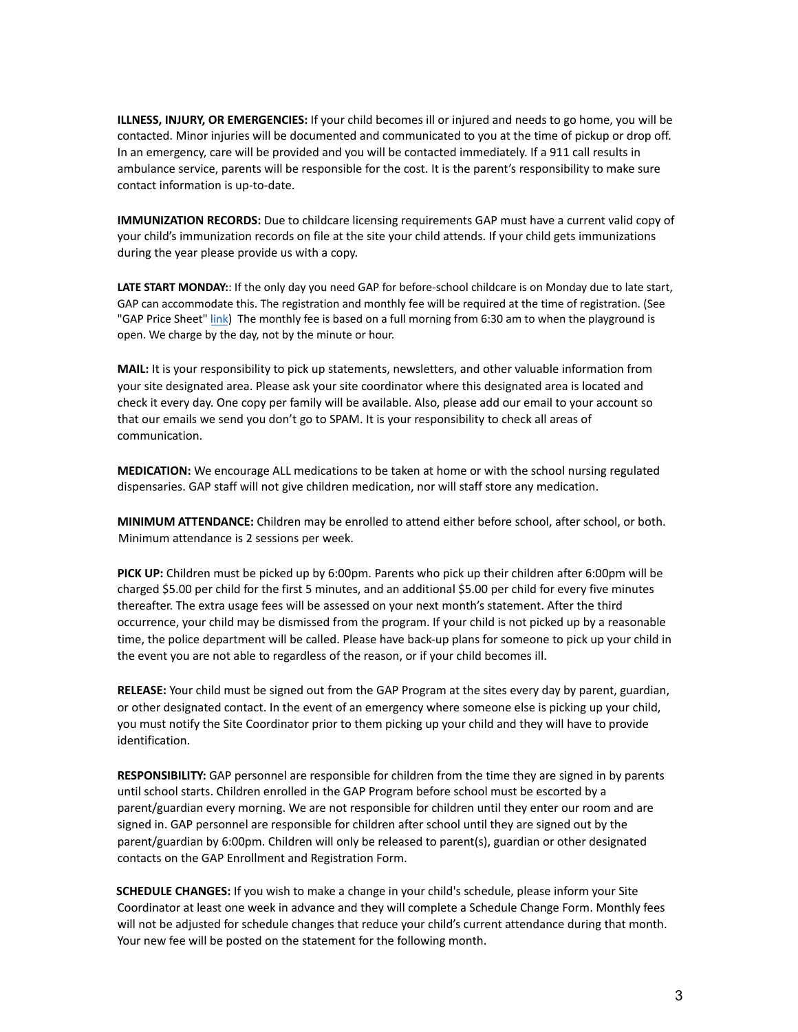**ILLNESS, INJURY, OR EMERGENCIES:** If your child becomes ill or injured and needs to go home, you will be contacted. Minor injuries will be documented and communicated to you at the time of pickup or drop off. In an emergency, care will be provided and you will be contacted immediately. If a 911 call results in ambulance service, parents will be responsible for the cost. It is the parent's responsibility to make sure contact information is up-to-date.

**IMMUNIZATION RECORDS:** Due to childcare licensing requirements GAP must have a current valid copy of your child's immunization records on file at the site your child attends. If your child gets immunizations during the year please provide us with a copy.

**LATE START MONDAY:**: If the only day you need GAP for before-school childcare is on Monday due to late start, GAP can accommodate this. The registration and monthly fee will be required at the time of registration. (See "GAP Price Sheet" link) The monthly fee is based on a full morning from 6:30 am to when the playground is open. We charge by the day, not by the minute or hour.

**MAIL:** It is your responsibility to pick up statements, newsletters, and other valuable information from your site designated area. Please ask your site coordinator where this designated area is located and check it every day. One copy per family will be available. Also, please add our email to your account so that our emails we send you don't go to SPAM. It is your responsibility to check all areas of communication.

**MEDICATION:** We encourage ALL medications to be taken at home or with the school nursing regulated dispensaries. GAP staff will not give children medication, nor will staff store any medication.

**MINIMUM ATTENDANCE:** Children may be enrolled to attend either before school, after school, or both. Minimum attendance is 2 sessions per week.

**PICK UP:** Children must be picked up by 6:00pm. Parents who pick up their children after 6:00pm will be charged $5.00 per child for the first 5 minutes, and an additional $5.00 per child for every five minutes thereafter. The extra usage fees will be assessed on your next month's statement. After the third occurrence, your child may be dismissed from the program. If your child is not picked up by a reasonable time, the police department will be called. Please have back-up plans for someone to pick up your child in the event you are not able to regardless of the reason, or if your child becomes ill.

**RELEASE:** Your child must be signed out from the GAP Program at the sites every day by parent, guardian, or other designated contact. In the event of an emergency where someone else is picking up your child, you must notify the Site Coordinator prior to them picking up your child and they will have to provide identification.

**RESPONSIBILITY:** GAP personnel are responsible for children from the time they are signed in by parents until school starts. Children enrolled in the GAP Program before school must be escorted by a parent/guardian every morning. We are not responsible for children until they enter our room and are signed in. GAP personnel are responsible for children after school until they are signed out by the parent/guardian by 6:00pm. Children will only be released to parent(s), guardian or other designated contacts on the GAP Enrollment and Registration Form.

**SCHEDULE CHANGES:** If you wish to make a change in your child's schedule, please inform your Site Coordinator at least one week in advance and they will complete a Schedule Change Form. Monthly fees will not be adjusted for schedule changes that reduce your child's current attendance during that month. Your new fee will be posted on the statement for the following month.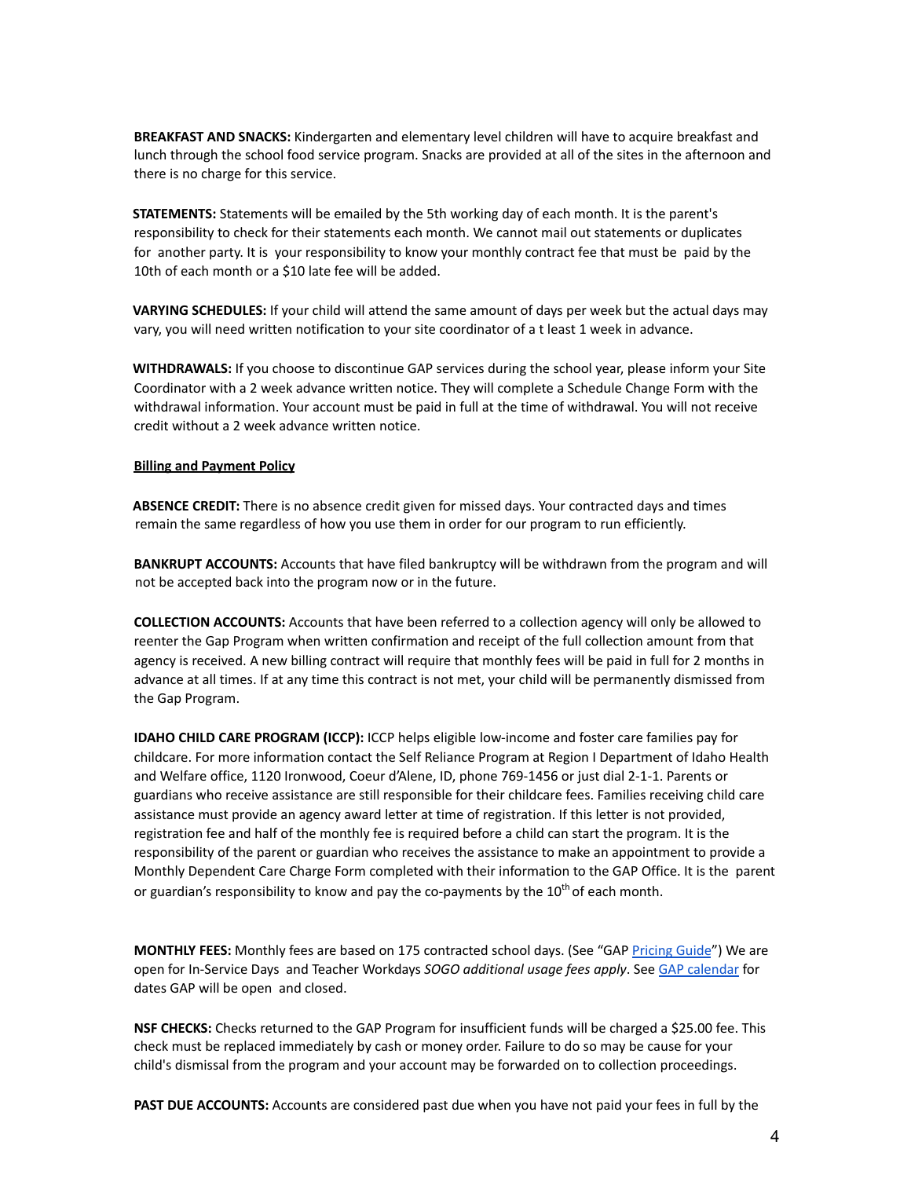**BREAKFAST AND SNACKS:** Kindergarten and elementary level children will have to acquire breakfast and lunch through the school food service program. Snacks are provided at all of the sites in the afternoon and there is no charge for this service.

**STATEMENTS:** Statements will be emailed by the 5th working day of each month. It is the parent's responsibility to check for their statements each month. We cannot mail out statements or duplicates for another party. It is your responsibility to know your monthly contract fee that must be paid by the 10th of each month or a $10 late fee will be added.

**VARYING SCHEDULES:** If your child will attend the same amount of days per week but the actual days may vary, you will need written notification to your site coordinator of a t least 1 week in advance.

**WITHDRAWALS:** If you choose to discontinue GAP services during the school year, please inform your Site Coordinator with a 2 week advance written notice. They will complete a Schedule Change Form with the withdrawal information. Your account must be paid in full at the time of withdrawal. You will not receive credit without a 2 week advance written notice.

**Billing and Payment Policy**

**ABSENCE CREDIT:** There is no absence credit given for missed days. Your contracted days and times remain the same regardless of how you use them in order for our program to run efficiently.

**BANKRUPT ACCOUNTS:** Accounts that have filed bankruptcy will be withdrawn from the program and will not be accepted back into the program now or in the future.

**COLLECTION ACCOUNTS:** Accounts that have been referred to a collection agency will only be allowed to reenter the Gap Program when written confirmation and receipt of the full collection amount from that agency is received. A new billing contract will require that monthly fees will be paid in full for 2 months in advance at all times. If at any time this contract is not met, your child will be permanently dismissed from the Gap Program.

**IDAHO CHILD CARE PROGRAM (ICCP):** ICCP helps eligible low-income and foster care families pay for childcare. For more information contact the Self Reliance Program at Region I Department of Idaho Health and Welfare office, 1120 Ironwood, Coeur d'Alene, ID, phone 769-1456 or just dial 2-1-1. Parents or guardians who receive assistance are still responsible for their childcare fees. Families receiving child care assistance must provide an agency award letter at time of registration. If this letter is not provided, registration fee and half of the monthly fee is required before a child can start the program. It is the responsibility of the parent or guardian who receives the assistance to make an appointment to provide a Monthly Dependent Care Charge Form completed with their information to the GAP Office. It is the parent or guardian's responsibility to know and pay the co-payments by the 10th of each month.

**MONTHLY FEES:** Monthly fees are based on 175 contracted school days. (See "GAP Pricing Guide") We are open for In-Service Days and Teacher Workdays *SOGO additional usage fees apply*. See GAP calendar for dates GAP will be open and closed.

**NSF CHECKS:** Checks returned to the GAP Program for insufficient funds will be charged a $25.00 fee. This check must be replaced immediately by cash or money order. Failure to do so may be cause for your child's dismissal from the program and your account may be forwarded on to collection proceedings.

**PAST DUE ACCOUNTS:** Accounts are considered past due when you have not paid your fees in full by the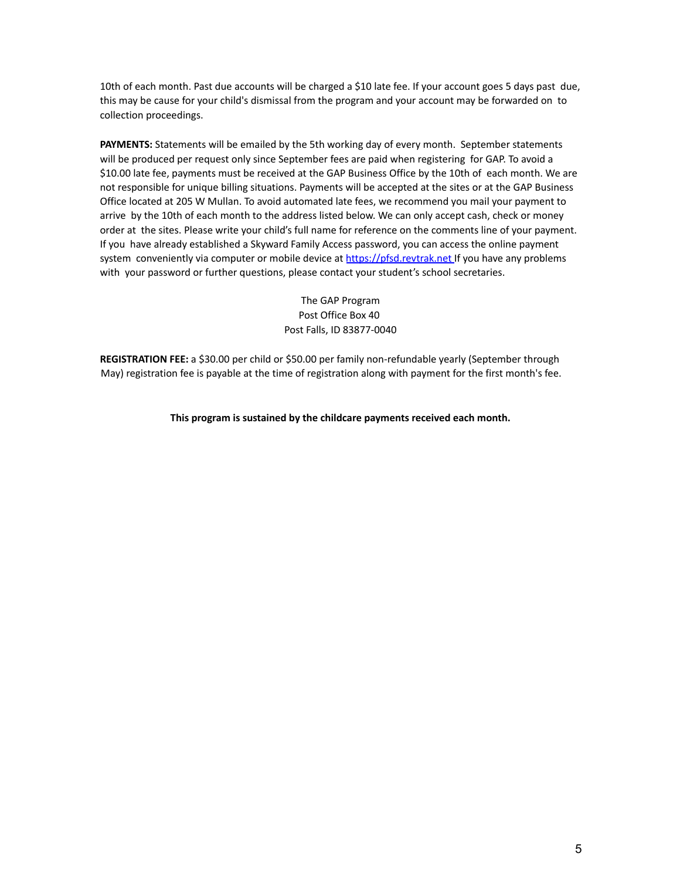10th of each month. Past due accounts will be charged a $10 late fee. If your account goes 5 days past due, this may be cause for your child's dismissal from the program and your account may be forwarded on to collection proceedings.

**PAYMENTS:** Statements will be emailed by the 5th working day of every month. September statements will be produced per request only since September fees are paid when registering for GAP. To avoid a $10.00 late fee, payments must be received at the GAP Business Office by the 10th of each month. We are not responsible for unique billing situations. Payments will be accepted at the sites or at the GAP Business Office located at 205 W Mullan. To avoid automated late fees, we recommend you mail your payment to arrive by the 10th of each month to the address listed below. We can only accept cash, check or money order at the sites. Please write your child's full name for reference on the comments line of your payment. If you have already established a Skyward Family Access password, you can access the online payment system conveniently via computer or mobile device at [https://pfsd.revtrak.net](https://pfsd.revtrak.net) If you have any problems with your password or further questions, please contact your student's school secretaries.

The GAP Program
Post Office Box 40
Post Falls, ID 83877-0040

**REGISTRATION FEE:** a $30.00 per child or $50.00 per family non-refundable yearly (September through May) registration fee is payable at the time of registration along with payment for the first month's fee.

**This program is sustained by the childcare payments received each month.**